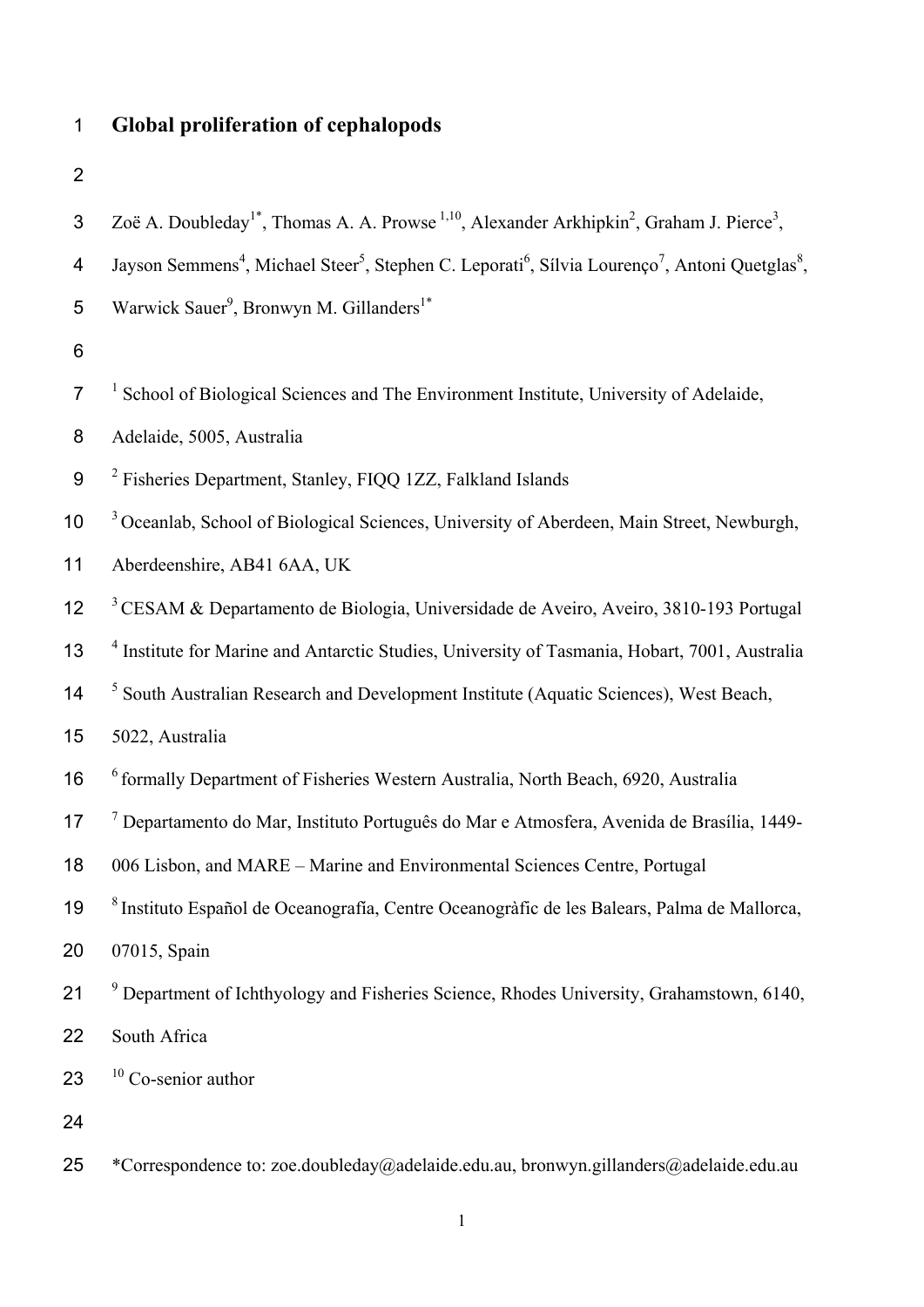# Global proliferation of cephalopods

Zoë A. Doubleday[1*], Thomas A. A. Prowse [1,10], Alexander Arkhipkin[2], Graham J. Pierce[3], Jayson Semmens[4], Michael Steer[5], Stephen C. Leporati[6], Sílvia Lourenço[7], Antoni Quetglas[8], Warwick Sauer[9], Bronwyn M. Gillanders[1*]

[1] School of Biological Sciences and The Environment Institute, University of Adelaide, Adelaide, 5005, Australia

[2] Fisheries Department, Stanley, FIQQ 1ZZ, Falkland Islands

[3] Oceanlab, School of Biological Sciences, University of Aberdeen, Main Street, Newburgh, Aberdeenshire, AB41 6AA, UK

[3] CESAM & Departamento de Biologia, Universidade de Aveiro, Aveiro, 3810-193 Portugal

[4] Institute for Marine and Antarctic Studies, University of Tasmania, Hobart, 7001, Australia

[5] South Australian Research and Development Institute (Aquatic Sciences), West Beach, 5022, Australia

[6] formally Department of Fisheries Western Australia, North Beach, 6920, Australia

[7] Departamento do Mar, Instituto Português do Mar e Atmosfera, Avenida de Brasília, 1449-006 Lisbon, and MARE – Marine and Environmental Sciences Centre, Portugal

[8] Instituto Español de Oceanografía, Centre Oceanogràfic de les Balears, Palma de Mallorca, 07015, Spain

[9] Department of Ichthyology and Fisheries Science, Rhodes University, Grahamstown, 6140, South Africa

[10] Co-senior author

*Correspondence to: zoe.doubleday@adelaide.edu.au, bronwyn.gillanders@adelaide.edu.au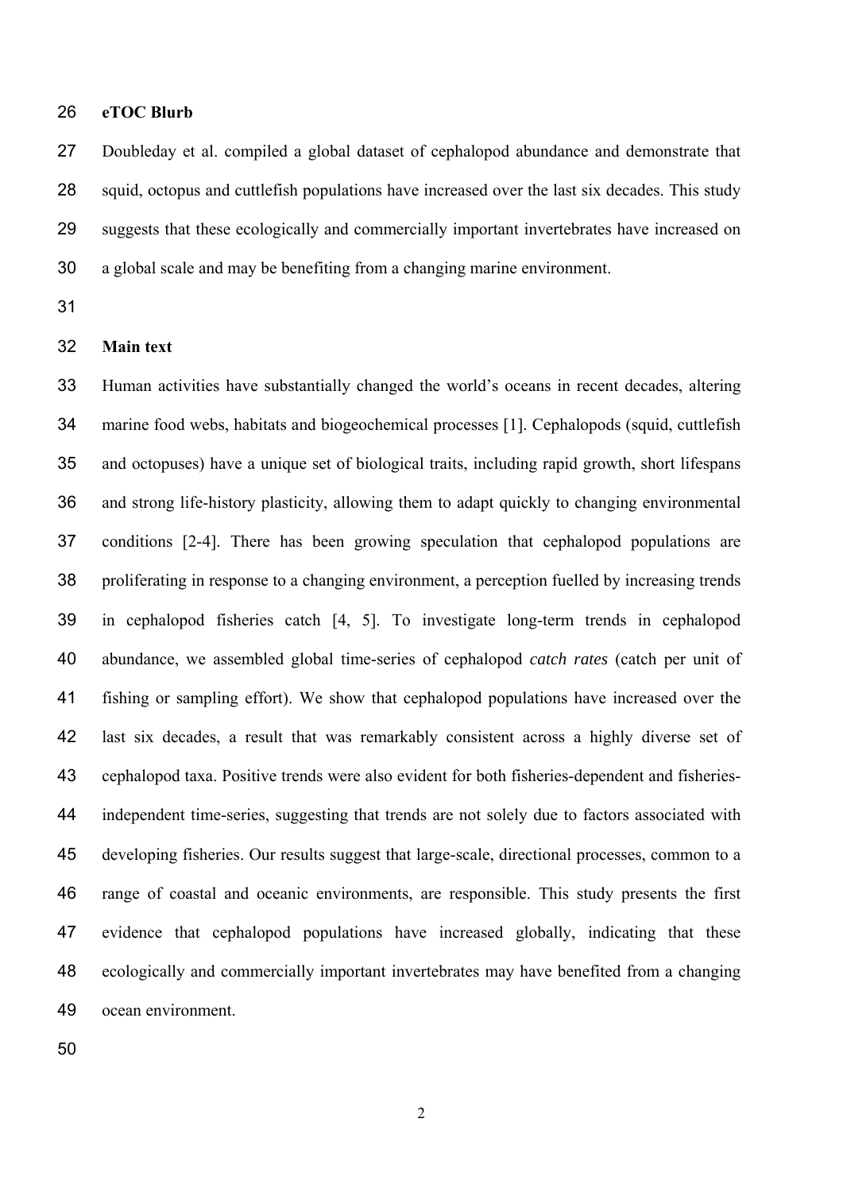**eTOC Blurb**

Doubleday et al. compiled a global dataset of cephalopod abundance and demonstrate that squid, octopus and cuttlefish populations have increased over the last six decades. This study suggests that these ecologically and commercially important invertebrates have increased on a global scale and may be benefiting from a changing marine environment.

**Main text**

Human activities have substantially changed the world's oceans in recent decades, altering marine food webs, habitats and biogeochemical processes [1]. Cephalopods (squid, cuttlefish and octopuses) have a unique set of biological traits, including rapid growth, short lifespans and strong life-history plasticity, allowing them to adapt quickly to changing environmental conditions [2-4]. There has been growing speculation that cephalopod populations are proliferating in response to a changing environment, a perception fuelled by increasing trends in cephalopod fisheries catch [4, 5]. To investigate long-term trends in cephalopod abundance, we assembled global time-series of cephalopod *catch rates* (catch per unit of fishing or sampling effort). We show that cephalopod populations have increased over the last six decades, a result that was remarkably consistent across a highly diverse set of cephalopod taxa. Positive trends were also evident for both fisheries-dependent and fisheries-independent time-series, suggesting that trends are not solely due to factors associated with developing fisheries. Our results suggest that large-scale, directional processes, common to a range of coastal and oceanic environments, are responsible. This study presents the first evidence that cephalopod populations have increased globally, indicating that these ecologically and commercially important invertebrates may have benefited from a changing ocean environment.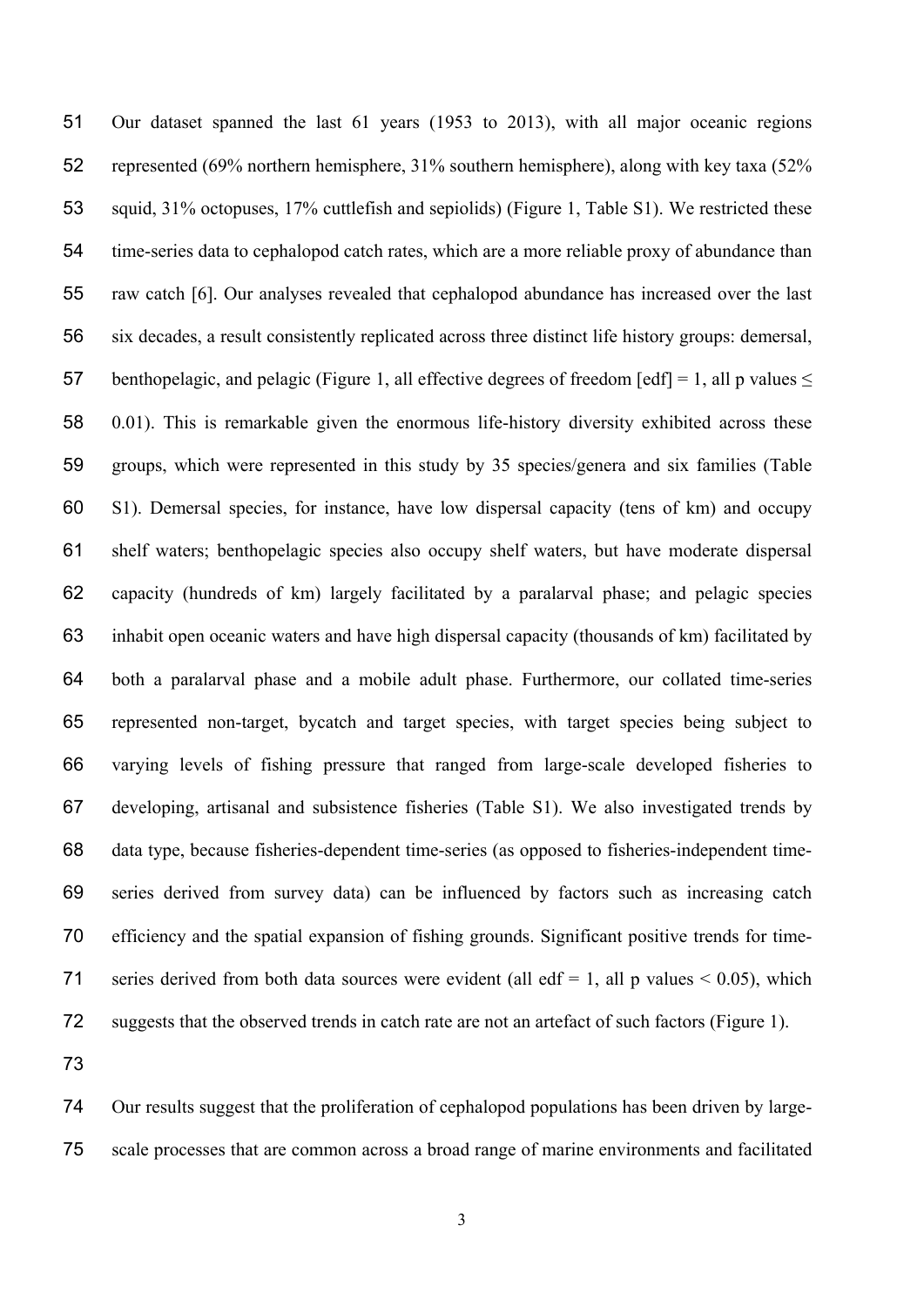Our dataset spanned the last 61 years (1953 to 2013), with all major oceanic regions represented (69% northern hemisphere, 31% southern hemisphere), along with key taxa (52% squid, 31% octopuses, 17% cuttlefish and sepiolids) (Figure 1, Table S1). We restricted these time-series data to cephalopod catch rates, which are a more reliable proxy of abundance than raw catch [6]. Our analyses revealed that cephalopod abundance has increased over the last six decades, a result consistently replicated across three distinct life history groups: demersal, benthopelagic, and pelagic (Figure 1, all effective degrees of freedom [edf] = 1, all p values $\leq 0.01$). This is remarkable given the enormous life-history diversity exhibited across these groups, which were represented in this study by 35 species/genera and six families (Table S1). Demersal species, for instance, have low dispersal capacity (tens of km) and occupy shelf waters; benthopelagic species also occupy shelf waters, but have moderate dispersal capacity (hundreds of km) largely facilitated by a paralarval phase; and pelagic species inhabit open oceanic waters and have high dispersal capacity (thousands of km) facilitated by both a paralarval phase and a mobile adult phase. Furthermore, our collated time-series represented non-target, bycatch and target species, with target species being subject to varying levels of fishing pressure that ranged from large-scale developed fisheries to developing, artisanal and subsistence fisheries (Table S1). We also investigated trends by data type, because fisheries-dependent time-series (as opposed to fisheries-independent time-series derived from survey data) can be influenced by factors such as increasing catch efficiency and the spatial expansion of fishing grounds. Significant positive trends for time-series derived from both data sources were evident (all edf = 1, all p values $< 0.05$), which suggests that the observed trends in catch rate are not an artefact of such factors (Figure 1).

Our results suggest that the proliferation of cephalopod populations has been driven by large-scale processes that are common across a broad range of marine environments and facilitated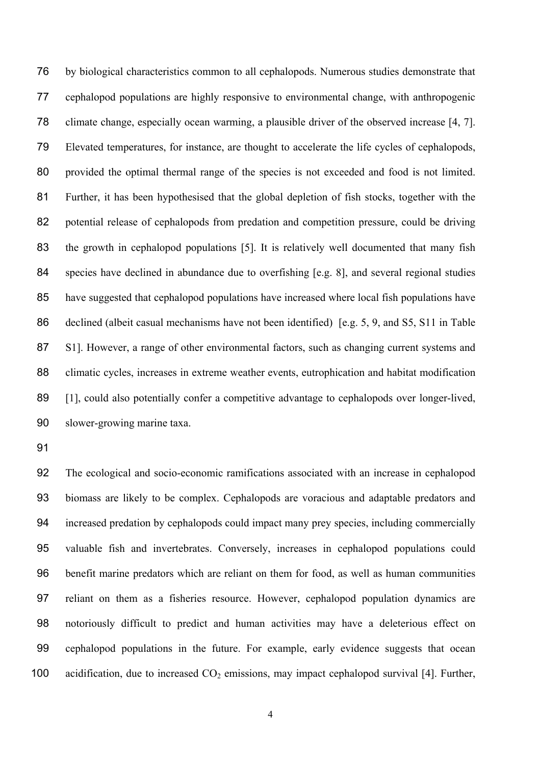by biological characteristics common to all cephalopods. Numerous studies demonstrate that cephalopod populations are highly responsive to environmental change, with anthropogenic climate change, especially ocean warming, a plausible driver of the observed increase [4, 7]. Elevated temperatures, for instance, are thought to accelerate the life cycles of cephalopods, provided the optimal thermal range of the species is not exceeded and food is not limited. Further, it has been hypothesised that the global depletion of fish stocks, together with the potential release of cephalopods from predation and competition pressure, could be driving the growth in cephalopod populations [5]. It is relatively well documented that many fish species have declined in abundance due to overfishing [e.g. 8], and several regional studies have suggested that cephalopod populations have increased where local fish populations have declined (albeit casual mechanisms have not been identified) [e.g. 5, 9, and S5, S11 in Table S1]. However, a range of other environmental factors, such as changing current systems and climatic cycles, increases in extreme weather events, eutrophication and habitat modification [1], could also potentially confer a competitive advantage to cephalopods over longer-lived, slower-growing marine taxa.

The ecological and socio-economic ramifications associated with an increase in cephalopod biomass are likely to be complex. Cephalopods are voracious and adaptable predators and increased predation by cephalopods could impact many prey species, including commercially valuable fish and invertebrates. Conversely, increases in cephalopod populations could benefit marine predators which are reliant on them for food, as well as human communities reliant on them as a fisheries resource. However, cephalopod population dynamics are notoriously difficult to predict and human activities may have a deleterious effect on cephalopod populations in the future. For example, early evidence suggests that ocean acidification, due to increased $CO_2$ emissions, may impact cephalopod survival [4]. Further,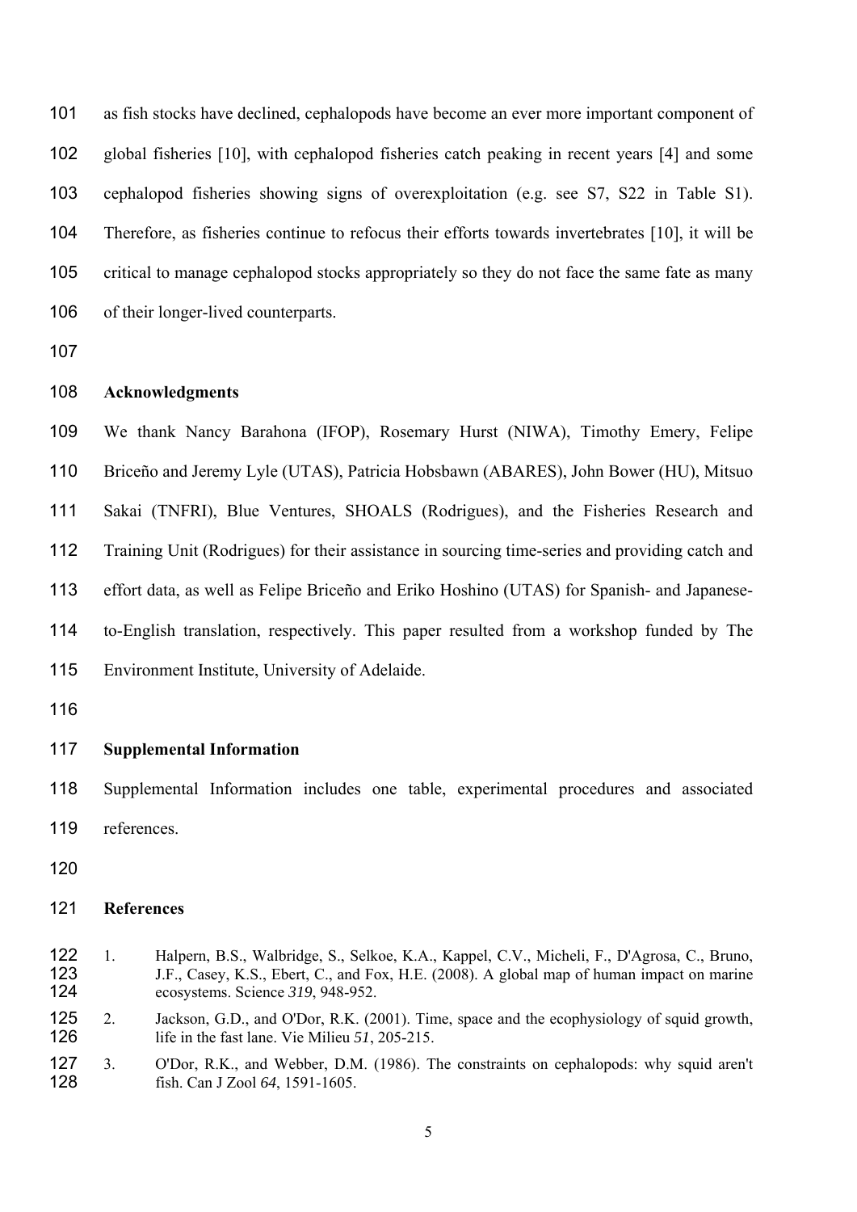as fish stocks have declined, cephalopods have become an ever more important component of global fisheries [10], with cephalopod fisheries catch peaking in recent years [4] and some cephalopod fisheries showing signs of overexploitation (e.g. see S7, S22 in Table S1). Therefore, as fisheries continue to refocus their efforts towards invertebrates [10], it will be critical to manage cephalopod stocks appropriately so they do not face the same fate as many of their longer-lived counterparts.

## Acknowledgments

We thank Nancy Barahona (IFOP), Rosemary Hurst (NIWA), Timothy Emery, Felipe Briceño and Jeremy Lyle (UTAS), Patricia Hobsbawn (ABARES), John Bower (HU), Mitsuo Sakai (TNFRI), Blue Ventures, SHOALS (Rodrigues), and the Fisheries Research and Training Unit (Rodrigues) for their assistance in sourcing time-series and providing catch and effort data, as well as Felipe Briceño and Eriko Hoshino (UTAS) for Spanish- and Japanese-to-English translation, respectively. This paper resulted from a workshop funded by The Environment Institute, University of Adelaide.

## Supplemental Information

Supplemental Information includes one table, experimental procedures and associated references.

## References

1. Halpern, B.S., Walbridge, S., Selkoe, K.A., Kappel, C.V., Micheli, F., D'Agrosa, C., Bruno, J.F., Casey, K.S., Ebert, C., and Fox, H.E. (2008). A global map of human impact on marine ecosystems. Science *319*, 948-952.
2. Jackson, G.D., and O'Dor, R.K. (2001). Time, space and the ecophysiology of squid growth, life in the fast lane. Vie Milieu *51*, 205-215.
3. O'Dor, R.K., and Webber, D.M. (1986). The constraints on cephalopods: why squid aren't fish. Can J Zool *64*, 1591-1605.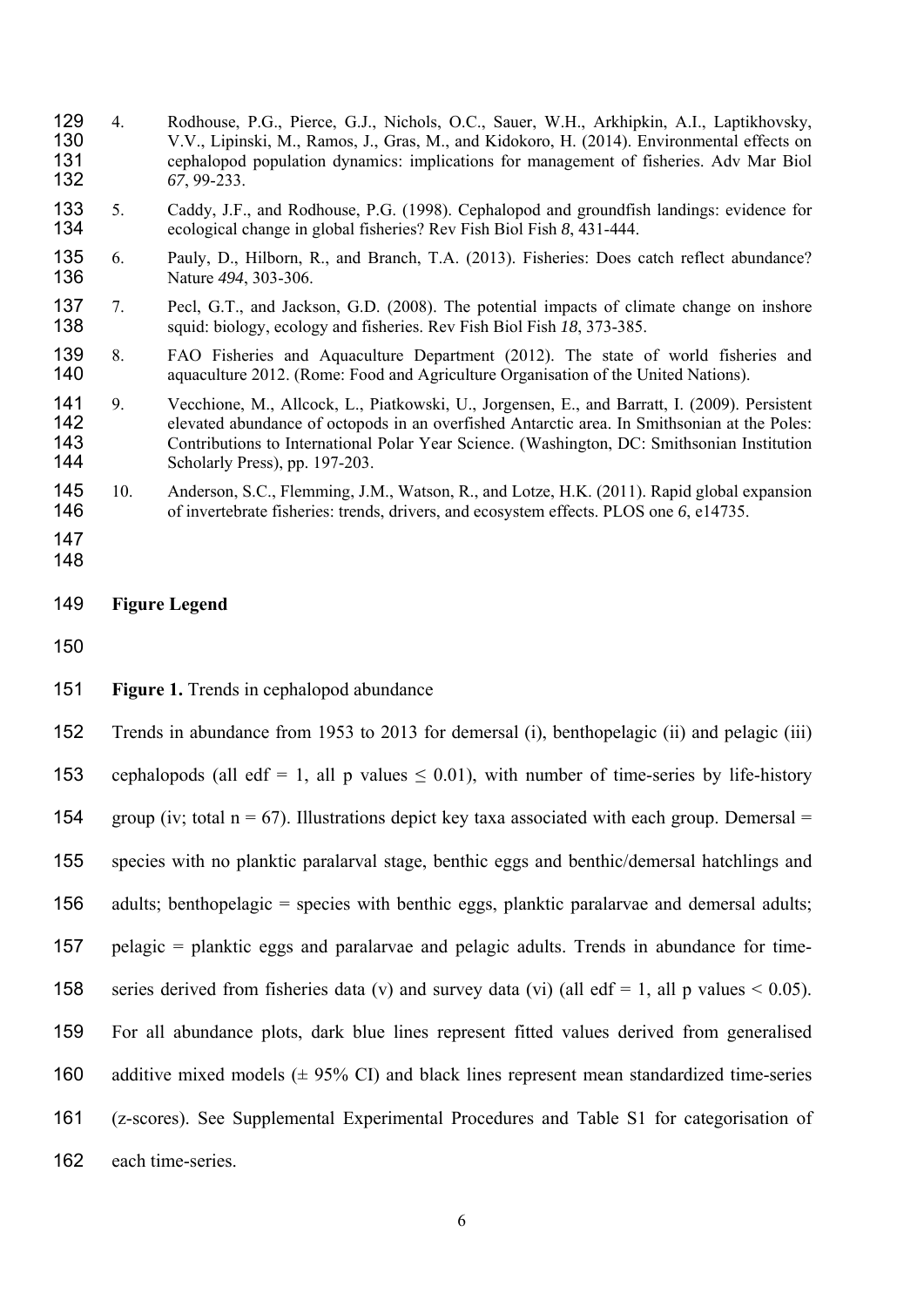4. Rodhouse, P.G., Pierce, G.J., Nichols, O.C., Sauer, W.H., Arkhipkin, A.I., Laptikhovsky, V.V., Lipinski, M., Ramos, J., Gras, M., and Kidokoro, H. (2014). Environmental effects on cephalopod population dynamics: implications for management of fisheries. Adv Mar Biol *67*, 99-233.

5. Caddy, J.F., and Rodhouse, P.G. (1998). Cephalopod and groundfish landings: evidence for ecological change in global fisheries? Rev Fish Biol Fish *8*, 431-444.

6. Pauly, D., Hilborn, R., and Branch, T.A. (2013). Fisheries: Does catch reflect abundance? Nature *494*, 303-306.

7. Pecl, G.T., and Jackson, G.D. (2008). The potential impacts of climate change on inshore squid: biology, ecology and fisheries. Rev Fish Biol Fish *18*, 373-385.

8. FAO Fisheries and Aquaculture Department (2012). The state of world fisheries and aquaculture 2012. (Rome: Food and Agriculture Organisation of the United Nations).

9. Vecchione, M., Allcock, L., Piatkowski, U., Jorgensen, E., and Barratt, I. (2009). Persistent elevated abundance of octopods in an overfished Antarctic area. In Smithsonian at the Poles: Contributions to International Polar Year Science. (Washington, DC: Smithsonian Institution Scholarly Press), pp. 197-203.

10. Anderson, S.C., Flemming, J.M., Watson, R., and Lotze, H.K. (2011). Rapid global expansion of invertebrate fisheries: trends, drivers, and ecosystem effects. PLOS one *6*, e14735.

## Figure Legend

**Figure 1.** Trends in cephalopod abundance

Trends in abundance from 1953 to 2013 for demersal (i), benthopelagic (ii) and pelagic (iii) cephalopods (all edf = 1, all p values $\leq 0.01$), with number of time-series by life-history group (iv; total n = 67). Illustrations depict key taxa associated with each group. Demersal = species with no planktic paralarval stage, benthic eggs and benthic/demersal hatchlings and adults; benthopelagic = species with benthic eggs, planktic paralarvae and demersal adults; pelagic = planktic eggs and paralarvae and pelagic adults. Trends in abundance for time-series derived from fisheries data (v) and survey data (vi) (all edf = 1, all p values $< 0.05$). For all abundance plots, dark blue lines represent fitted values derived from generalised additive mixed models ($\pm$ 95% CI) and black lines represent mean standardized time-series (z-scores). See Supplemental Experimental Procedures and Table S1 for categorisation of each time-series.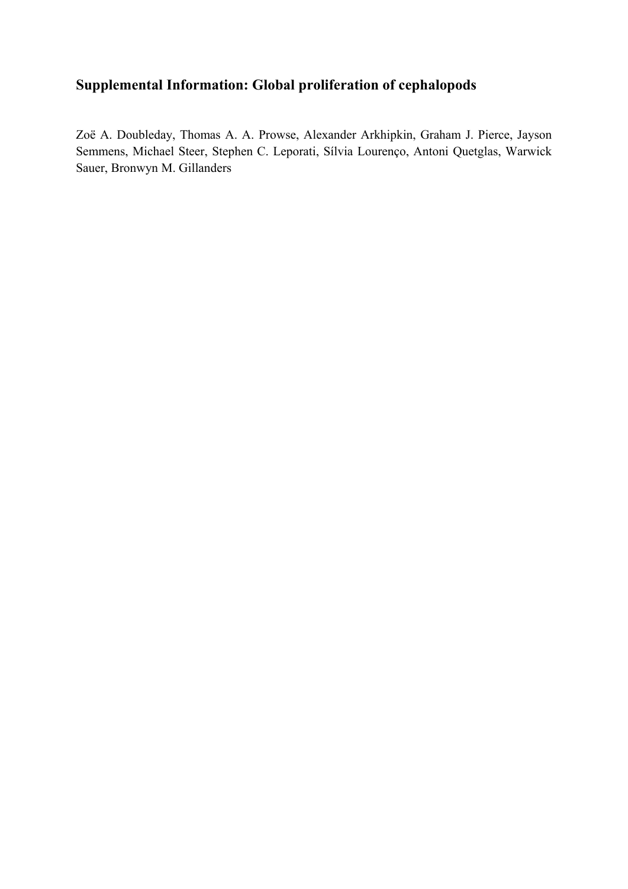## Supplemental Information: Global proliferation of cephalopods

Zoë A. Doubleday, Thomas A. A. Prowse, Alexander Arkhipkin, Graham J. Pierce, Jayson Semmens, Michael Steer, Stephen C. Leporati, Sílvia Lourenço, Antoni Quetglas, Warwick Sauer, Bronwyn M. Gillanders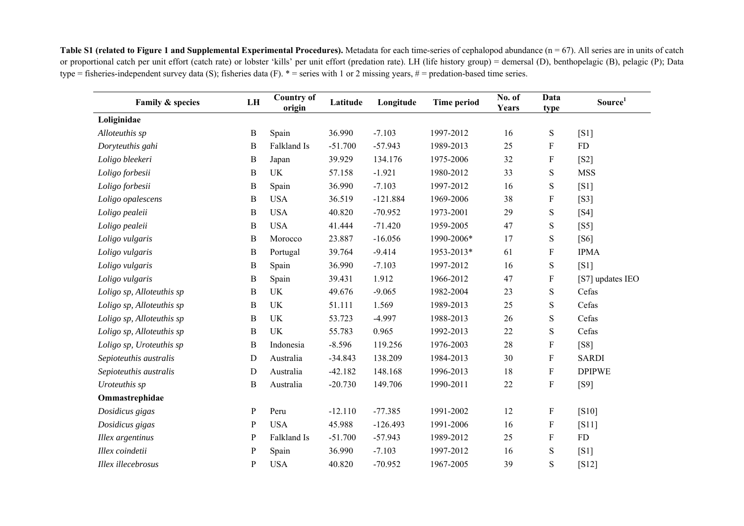**Table S1 (related to Figure 1 and Supplemental Experimental Procedures).** Metadata for each time-series of cephalopod abundance (n = 67). All series are in units of catch or proportional catch per unit effort (catch rate) or lobster 'kills' per unit effort (predation rate). LH (life history group) = demersal (D), benthopelagic (B), pelagic (P); Data type = fisheries-independent survey data (S); fisheries data (F). * = series with 1 or 2 missing years, # = predation-based time series.

| Family & species | LH | Country of origin | Latitude | Longitude | Time period | No. of Years | Data type | Source[1] |
|---|---|---|---|---|---|---|---|---|
| **Loliginidae** | | | | | | | | |
| *Alloteuthis sp* | B | Spain | 36.990 | -7.103 | 1997-2012 | 16 | S | [S1] |
| *Doryteuthis gahi* | B | Falkland Is | -51.700 | -57.943 | 1989-2013 | 25 | F | FD |
| *Loligo bleekeri* | B | Japan | 39.929 | 134.176 | 1975-2006 | 32 | F | [S2] |
| *Loligo forbesii* | B | UK | 57.158 | -1.921 | 1980-2012 | 33 | S | MSS |
| *Loligo forbesii* | B | Spain | 36.990 | -7.103 | 1997-2012 | 16 | S | [S1] |
| *Loligo opalescens* | B | USA | 36.519 | -121.884 | 1969-2006 | 38 | F | [S3] |
| *Loligo pealeii* | B | USA | 40.820 | -70.952 | 1973-2001 | 29 | S | [S4] |
| *Loligo pealeii* | B | USA | 41.444 | -71.420 | 1959-2005 | 47 | S | [S5] |
| *Loligo vulgaris* | B | Morocco | 23.887 | -16.056 | 1990-2006* | 17 | S | [S6] |
| *Loligo vulgaris* | B | Portugal | 39.764 | -9.414 | 1953-2013* | 61 | F | IPMA |
| *Loligo vulgaris* | B | Spain | 36.990 | -7.103 | 1997-2012 | 16 | S | [S1] |
| *Loligo vulgaris* | B | Spain | 39.431 | 1.912 | 1966-2012 | 47 | F | [S7] updates IEO |
| *Loligo sp, Alloteuthis sp* | B | UK | 49.676 | -9.065 | 1982-2004 | 23 | S | Cefas |
| *Loligo sp, Alloteuthis sp* | B | UK | 51.111 | 1.569 | 1989-2013 | 25 | S | Cefas |
| *Loligo sp, Alloteuthis sp* | B | UK | 53.723 | -4.997 | 1988-2013 | 26 | S | Cefas |
| *Loligo sp, Alloteuthis sp* | B | UK | 55.783 | 0.965 | 1992-2013 | 22 | S | Cefas |
| *Loligo sp, Uroteuthis sp* | B | Indonesia | -8.596 | 119.256 | 1976-2003 | 28 | F | [S8] |
| *Sepioteuthis australis* | D | Australia | -34.843 | 138.209 | 1984-2013 | 30 | F | SARDI |
| *Sepioteuthis australis* | D | Australia | -42.182 | 148.168 | 1996-2013 | 18 | F | DPIPWE |
| *Uroteuthis sp* | B | Australia | -20.730 | 149.706 | 1990-2011 | 22 | F | [S9] |
| **Ommastrephidae** | | | | | | | | |
| *Dosidicus gigas* | P | Peru | -12.110 | -77.385 | 1991-2002 | 12 | F | [S10] |
| *Dosidicus gigas* | P | USA | 45.988 | -126.493 | 1991-2006 | 16 | F | [S11] |
| *Illex argentinus* | P | Falkland Is | -51.700 | -57.943 | 1989-2012 | 25 | F | FD |
| *Illex coindetii* | P | Spain | 36.990 | -7.103 | 1997-2012 | 16 | S | [S1] |
| *Illex illecebrosus* | P | USA | 40.820 | -70.952 | 1967-2005 | 39 | S | [S12] |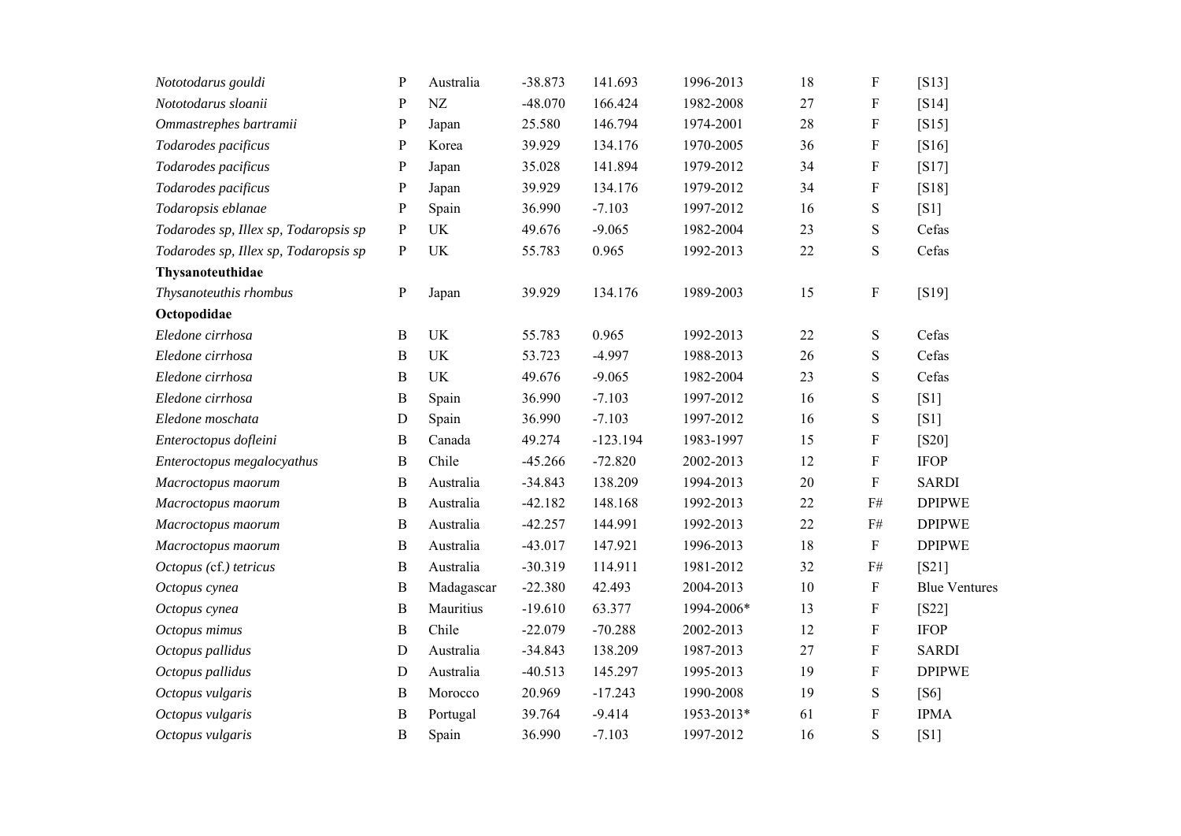| | | | | | | | | |
|---|---|---|---|---|---|---|---|---|
| *Nototodarus gouldi* | P | Australia | -38.873 | 141.693 | 1996-2013 | 18 | F | [S13] |
| *Nototodarus sloanii* | P | NZ | -48.070 | 166.424 | 1982-2008 | 27 | F | [S14] |
| *Ommastrephes bartramii* | P | Japan | 25.580 | 146.794 | 1974-2001 | 28 | F | [S15] |
| *Todarodes pacificus* | P | Korea | 39.929 | 134.176 | 1970-2005 | 36 | F | [S16] |
| *Todarodes pacificus* | P | Japan | 35.028 | 141.894 | 1979-2012 | 34 | F | [S17] |
| *Todarodes pacificus* | P | Japan | 39.929 | 134.176 | 1979-2012 | 34 | F | [S18] |
| *Todaropsis eblanae* | P | Spain | 36.990 | -7.103 | 1997-2012 | 16 | S | [S1] |
| *Todarodes sp, Illex sp, Todaropsis sp* | P | UK | 49.676 | -9.065 | 1982-2004 | 23 | S | Cefas |
| *Todarodes sp, Illex sp, Todaropsis sp* | P | UK | 55.783 | 0.965 | 1992-2013 | 22 | S | Cefas |
| **Thysanoteuthidae** | | | | | | | | |
| *Thysanoteuthis rhombus* | P | Japan | 39.929 | 134.176 | 1989-2003 | 15 | F | [S19] |
| **Octopodidae** | | | | | | | | |
| *Eledone cirrhosa* | B | UK | 55.783 | 0.965 | 1992-2013 | 22 | S | Cefas |
| *Eledone cirrhosa* | B | UK | 53.723 | -4.997 | 1988-2013 | 26 | S | Cefas |
| *Eledone cirrhosa* | B | UK | 49.676 | -9.065 | 1982-2004 | 23 | S | Cefas |
| *Eledone cirrhosa* | B | Spain | 36.990 | -7.103 | 1997-2012 | 16 | S | [S1] |
| *Eledone moschata* | D | Spain | 36.990 | -7.103 | 1997-2012 | 16 | S | [S1] |
| *Enteroctopus dofleini* | B | Canada | 49.274 | -123.194 | 1983-1997 | 15 | F | [S20] |
| *Enteroctopus megalocyathus* | B | Chile | -45.266 | -72.820 | 2002-2013 | 12 | F | IFOP |
| *Macroctopus maorum* | B | Australia | -34.843 | 138.209 | 1994-2013 | 20 | F | SARDI |
| *Macroctopus maorum* | B | Australia | -42.182 | 148.168 | 1992-2013 | 22 | F# | DPIPWE |
| *Macroctopus maorum* | B | Australia | -42.257 | 144.991 | 1992-2013 | 22 | F# | DPIPWE |
| *Macroctopus maorum* | B | Australia | -43.017 | 147.921 | 1996-2013 | 18 | F | DPIPWE |
| *Octopus* (cf.) *tetricus* | B | Australia | -30.319 | 114.911 | 1981-2012 | 32 | F# | [S21] |
| *Octopus cynea* | B | Madagascar | -22.380 | 42.493 | 2004-2013 | 10 | F | Blue Ventures |
| *Octopus cynea* | B | Mauritius | -19.610 | 63.377 | 1994-2006* | 13 | F | [S22] |
| *Octopus mimus* | B | Chile | -22.079 | -70.288 | 2002-2013 | 12 | F | IFOP |
| *Octopus pallidus* | D | Australia | -34.843 | 138.209 | 1987-2013 | 27 | F | SARDI |
| *Octopus pallidus* | D | Australia | -40.513 | 145.297 | 1995-2013 | 19 | F | DPIPWE |
| *Octopus vulgaris* | B | Morocco | 20.969 | -17.243 | 1990-2008 | 19 | S | [S6] |
| *Octopus vulgaris* | B | Portugal | 39.764 | -9.414 | 1953-2013* | 61 | F | IPMA |
| *Octopus vulgaris* | B | Spain | 36.990 | -7.103 | 1997-2012 | 16 | S | [S1] |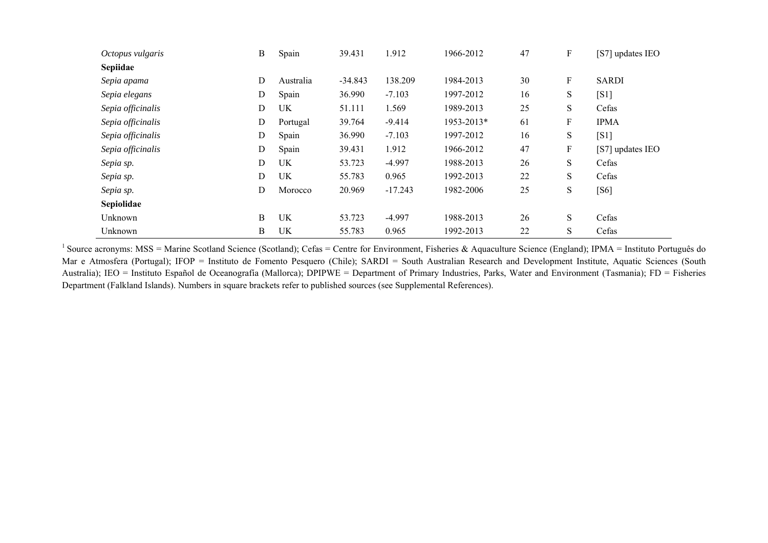| | | | | | | | | |
|---|---|---|---|---|---|---|---|---|
| *Octopus vulgaris* | B | Spain | 39.431 | 1.912 | 1966-2012 | 47 | F | [S7] updates IEO |
| **Sepiidae** | | | | | | | | |
| *Sepia apama* | D | Australia | -34.843 | 138.209 | 1984-2013 | 30 | F | SARDI |
| *Sepia elegans* | D | Spain | 36.990 | -7.103 | 1997-2012 | 16 | S | [S1] |
| *Sepia officinalis* | D | UK | 51.111 | 1.569 | 1989-2013 | 25 | S | Cefas |
| *Sepia officinalis* | D | Portugal | 39.764 | -9.414 | 1953-2013* | 61 | F | IPMA |
| *Sepia officinalis* | D | Spain | 36.990 | -7.103 | 1997-2012 | 16 | S | [S1] |
| *Sepia officinalis* | D | Spain | 39.431 | 1.912 | 1966-2012 | 47 | F | [S7] updates IEO |
| *Sepia sp.* | D | UK | 53.723 | -4.997 | 1988-2013 | 26 | S | Cefas |
| *Sepia sp.* | D | UK | 55.783 | 0.965 | 1992-2013 | 22 | S | Cefas |
| *Sepia sp.* | D | Morocco | 20.969 | -17.243 | 1982-2006 | 25 | S | [S6] |
| **Sepiolidae** | | | | | | | | |
| Unknown | B | UK | 53.723 | -4.997 | 1988-2013 | 26 | S | Cefas |
| Unknown | B | UK | 55.783 | 0.965 | 1992-2013 | 22 | S | Cefas |

[1] Source acronyms: MSS = Marine Scotland Science (Scotland); Cefas = Centre for Environment, Fisheries & Aquaculture Science (England); IPMA = Instituto Português do Mar e Atmosfera (Portugal); IFOP = Instituto de Fomento Pesquero (Chile); SARDI = South Australian Research and Development Institute, Aquatic Sciences (South Australia); IEO = Instituto Español de Oceanografía (Mallorca); DPIPWE = Department of Primary Industries, Parks, Water and Environment (Tasmania); FD = Fisheries Department (Falkland Islands). Numbers in square brackets refer to published sources (see Supplemental References).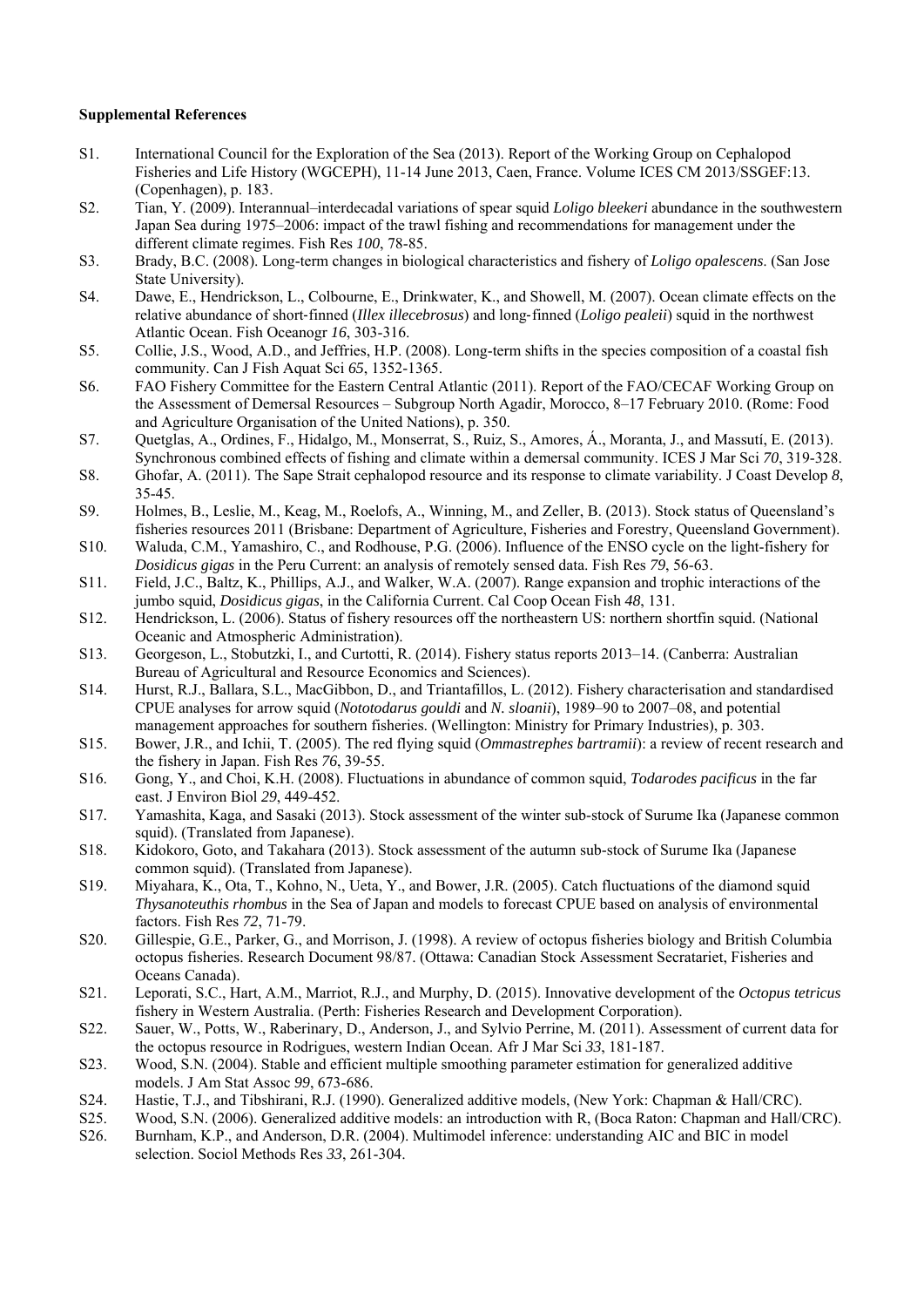**Supplemental References**

S1. International Council for the Exploration of the Sea (2013). Report of the Working Group on Cephalopod Fisheries and Life History (WGCEPH), 11-14 June 2013, Caen, France. Volume ICES CM 2013/SSGEF:13. (Copenhagen), p. 183.

S2. Tian, Y. (2009). Interannual–interdecadal variations of spear squid *Loligo bleekeri* abundance in the southwestern Japan Sea during 1975–2006: impact of the trawl fishing and recommendations for management under the different climate regimes. Fish Res *100*, 78-85.

S3. Brady, B.C. (2008). Long-term changes in biological characteristics and fishery of *Loligo opalescens*. (San Jose State University).

S4. Dawe, E., Hendrickson, L., Colbourne, E., Drinkwater, K., and Showell, M. (2007). Ocean climate effects on the relative abundance of short-finned (*Illex illecebrosus*) and long-finned (*Loligo pealeii*) squid in the northwest Atlantic Ocean. Fish Oceanogr *16*, 303-316.

S5. Collie, J.S., Wood, A.D., and Jeffries, H.P. (2008). Long-term shifts in the species composition of a coastal fish community. Can J Fish Aquat Sci *65*, 1352-1365.

S6. FAO Fishery Committee for the Eastern Central Atlantic (2011). Report of the FAO/CECAF Working Group on the Assessment of Demersal Resources – Subgroup North Agadir, Morocco, 8–17 February 2010. (Rome: Food and Agriculture Organisation of the United Nations), p. 350.

S7. Quetglas, A., Ordines, F., Hidalgo, M., Monserrat, S., Ruiz, S., Amores, Á., Moranta, J., and Massutí, E. (2013). Synchronous combined effects of fishing and climate within a demersal community. ICES J Mar Sci *70*, 319-328.

S8. Ghofar, A. (2011). The Sape Strait cephalopod resource and its response to climate variability. J Coast Develop *8*, 35-45.

S9. Holmes, B., Leslie, M., Keag, M., Roelofs, A., Winning, M., and Zeller, B. (2013). Stock status of Queensland's fisheries resources 2011 (Brisbane: Department of Agriculture, Fisheries and Forestry, Queensland Government).

S10. Waluda, C.M., Yamashiro, C., and Rodhouse, P.G. (2006). Influence of the ENSO cycle on the light-fishery for *Dosidicus gigas* in the Peru Current: an analysis of remotely sensed data. Fish Res *79*, 56-63.

S11. Field, J.C., Baltz, K., Phillips, A.J., and Walker, W.A. (2007). Range expansion and trophic interactions of the jumbo squid, *Dosidicus gigas*, in the California Current. Cal Coop Ocean Fish *48*, 131.

S12. Hendrickson, L. (2006). Status of fishery resources off the northeastern US: northern shortfin squid. (National Oceanic and Atmospheric Administration).

S13. Georgeson, L., Stobutzki, I., and Curtotti, R. (2014). Fishery status reports 2013–14. (Canberra: Australian Bureau of Agricultural and Resource Economics and Sciences).

S14. Hurst, R.J., Ballara, S.L., MacGibbon, D., and Triantafillos, L. (2012). Fishery characterisation and standardised CPUE analyses for arrow squid (*Nototodarus gouldi* and *N. sloanii*), 1989–90 to 2007–08, and potential management approaches for southern fisheries. (Wellington: Ministry for Primary Industries), p. 303.

S15. Bower, J.R., and Ichii, T. (2005). The red flying squid (*Ommastrephes bartramii*): a review of recent research and the fishery in Japan. Fish Res *76*, 39-55.

S16. Gong, Y., and Choi, K.H. (2008). Fluctuations in abundance of common squid, *Todarodes pacificus* in the far east. J Environ Biol *29*, 449-452.

S17. Yamashita, Kaga, and Sasaki (2013). Stock assessment of the winter sub-stock of Surume Ika (Japanese common squid). (Translated from Japanese).

S18. Kidokoro, Goto, and Takahara (2013). Stock assessment of the autumn sub-stock of Surume Ika (Japanese common squid). (Translated from Japanese).

S19. Miyahara, K., Ota, T., Kohno, N., Ueta, Y., and Bower, J.R. (2005). Catch fluctuations of the diamond squid *Thysanoteuthis rhombus* in the Sea of Japan and models to forecast CPUE based on analysis of environmental factors. Fish Res *72*, 71-79.

S20. Gillespie, G.E., Parker, G., and Morrison, J. (1998). A review of octopus fisheries biology and British Columbia octopus fisheries. Research Document 98/87. (Ottawa: Canadian Stock Assessment Secratariet, Fisheries and Oceans Canada).

S21. Leporati, S.C., Hart, A.M., Marriot, R.J., and Murphy, D. (2015). Innovative development of the *Octopus tetricus* fishery in Western Australia. (Perth: Fisheries Research and Development Corporation).

S22. Sauer, W., Potts, W., Raberinary, D., Anderson, J., and Sylvio Perrine, M. (2011). Assessment of current data for the octopus resource in Rodrigues, western Indian Ocean. Afr J Mar Sci *33*, 181-187.

S23. Wood, S.N. (2004). Stable and efficient multiple smoothing parameter estimation for generalized additive models. J Am Stat Assoc *99*, 673-686.

S24. Hastie, T.J., and Tibshirani, R.J. (1990). Generalized additive models, (New York: Chapman & Hall/CRC).

S25. Wood, S.N. (2006). Generalized additive models: an introduction with R, (Boca Raton: Chapman and Hall/CRC).

S26. Burnham, K.P., and Anderson, D.R. (2004). Multimodel inference: understanding AIC and BIC in model selection. Sociol Methods Res *33*, 261-304.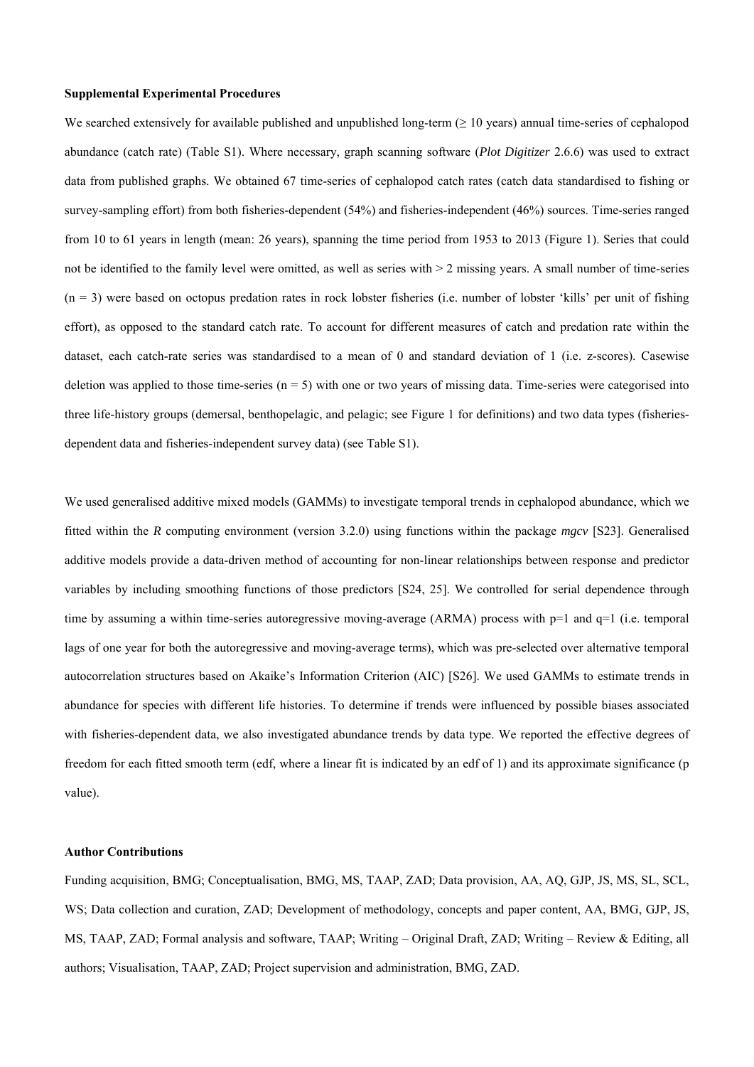**Supplemental Experimental Procedures**

We searched extensively for available published and unpublished long-term (≥ 10 years) annual time-series of cephalopod abundance (catch rate) (Table S1). Where necessary, graph scanning software (*Plot Digitizer* 2.6.6) was used to extract data from published graphs. We obtained 67 time-series of cephalopod catch rates (catch data standardised to fishing or survey-sampling effort) from both fisheries-dependent (54%) and fisheries-independent (46%) sources. Time-series ranged from 10 to 61 years in length (mean: 26 years), spanning the time period from 1953 to 2013 (Figure 1). Series that could not be identified to the family level were omitted, as well as series with > 2 missing years. A small number of time-series (n = 3) were based on octopus predation rates in rock lobster fisheries (i.e. number of lobster 'kills' per unit of fishing effort), as opposed to the standard catch rate. To account for different measures of catch and predation rate within the dataset, each catch-rate series was standardised to a mean of 0 and standard deviation of 1 (i.e. z-scores). Casewise deletion was applied to those time-series (n = 5) with one or two years of missing data. Time-series were categorised into three life-history groups (demersal, benthopelagic, and pelagic; see Figure 1 for definitions) and two data types (fisheries-dependent data and fisheries-independent survey data) (see Table S1).

We used generalised additive mixed models (GAMMs) to investigate temporal trends in cephalopod abundance, which we fitted within the ***R*** computing environment (version 3.2.0) using functions within the package ***mgcv*** [S23]. Generalised additive models provide a data-driven method of accounting for non-linear relationships between response and predictor variables by including smoothing functions of those predictors [S24, 25]. We controlled for serial dependence through time by assuming a within time-series autoregressive moving-average (ARMA) process with p=1 and q=1 (i.e. temporal lags of one year for both the autoregressive and moving-average terms), which was pre-selected over alternative temporal autocorrelation structures based on Akaike's Information Criterion (AIC) [S26]. We used GAMMs to estimate trends in abundance for species with different life histories. To determine if trends were influenced by possible biases associated with fisheries-dependent data, we also investigated abundance trends by data type. We reported the effective degrees of freedom for each fitted smooth term (edf, where a linear fit is indicated by an edf of 1) and its approximate significance (p value).

**Author Contributions**

Funding acquisition, BMG; Conceptualisation, BMG, MS, TAAP, ZAD; Data provision, AA, AQ, GJP, JS, MS, SL, SCL, WS; Data collection and curation, ZAD; Development of methodology, concepts and paper content, AA, BMG, GJP, JS, MS, TAAP, ZAD; Formal analysis and software, TAAP; Writing – Original Draft, ZAD; Writing – Review & Editing, all authors; Visualisation, TAAP, ZAD; Project supervision and administration, BMG, ZAD.